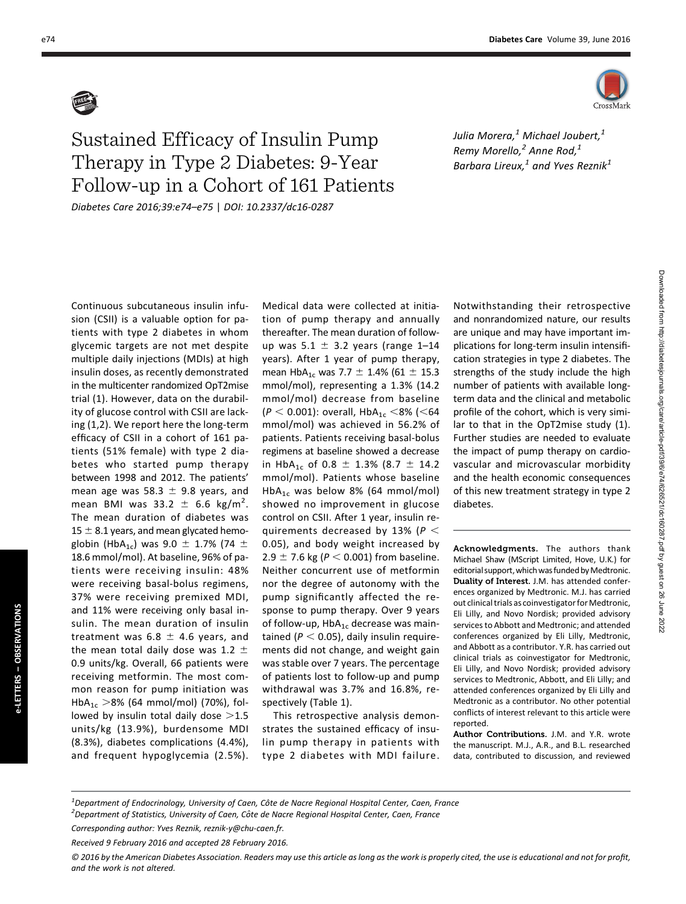# Sustained Efficacy of Insulin Pump Therapy in Type 2 Diabetes: 9-Year Follow-up in a Cohort of 161 Patients

*Diabetes Care 2016;39:e74–e75 | DOI: 10.2337/dc16-0287*

*Julia Morera,[1] Michael Joubert,[1] Remy Morello,[2] Anne Rod,[1] Barbara Lireux,[1] and Yves Reznik[1]*

Continuous subcutaneous insulin infusion (CSII) is a valuable option for patients with type 2 diabetes in whom glycemic targets are not met despite multiple daily injections (MDIs) at high insulin doses, as recently demonstrated in the multicenter randomized OpT2mise trial (1). However, data on the durability of glucose control with CSII are lacking (1,2). We report here the long-term efficacy of CSII in a cohort of 161 patients (51% female) with type 2 diabetes who started pump therapy between 1998 and 2012. The patients' mean age was 58.3 ± 9.8 years, and mean BMI was 33.2 ± 6.6 kg/m$^2$. The mean duration of diabetes was 15 ± 8.1 years, and mean glycated hemoglobin ($HbA_{1c}$) was 9.0 ± 1.7% (74 ± 18.6 mmol/mol). At baseline, 96% of patients were receiving insulin: 48% were receiving basal-bolus regimens, 37% were receiving premixed MDI, and 11% were receiving only basal insulin. The mean duration of insulin treatment was 6.8 ± 4.6 years, and the mean total daily dose was 1.2 ± 0.9 units/kg. Overall, 66 patients were receiving metformin. The most common reason for pump initiation was $HbA_{1c}$ >8% (64 mmol/mol) (70%), followed by insulin total daily dose >1.5 units/kg (13.9%), burdensome MDI (8.3%), diabetes complications (4.4%), and frequent hypoglycemia (2.5%). Medical data were collected at initiation of pump therapy and annually thereafter. The mean duration of follow-up was 5.1 ± 3.2 years (range 1–14 years). After 1 year of pump therapy, mean $HbA_{1c}$ was 7.7 ± 1.4% (61 ± 15.3 mmol/mol), representing a 1.3% (14.2 mmol/mol) decrease from baseline ($P < 0.001$): overall, $HbA_{1c}$ <8% (<64 mmol/mol) was achieved in 56.2% of patients. Patients receiving basal-bolus regimens at baseline showed a decrease in $HbA_{1c}$ of 0.8 ± 1.3% (8.7 ± 14.2 mmol/mol). Patients whose baseline $HbA_{1c}$ was below 8% (64 mmol/mol) showed no improvement in glucose control on CSII. After 1 year, insulin requirements decreased by 13% ($P < 0.05$), and body weight increased by 2.9 ± 7.6 kg ($P < 0.001$) from baseline. Neither concurrent use of metformin nor the degree of autonomy with the pump significantly affected the response to pump therapy. Over 9 years of follow-up, $HbA_{1c}$ decrease was maintained ($P < 0.05$), daily insulin requirements did not change, and weight gain was stable over 7 years. The percentage of patients lost to follow-up and pump withdrawal was 3.7% and 16.8%, respectively (Table 1).

This retrospective analysis demonstrates the sustained efficacy of insulin pump therapy in patients with type 2 diabetes with MDI failure. Notwithstanding their retrospective and nonrandomized nature, our results are unique and may have important implications for long-term insulin intensification strategies in type 2 diabetes. The strengths of the study include the high number of patients with available long-term data and the clinical and metabolic profile of the cohort, which is very similar to that in the OpT2mise study (1). Further studies are needed to evaluate the impact of pump therapy on cardiovascular and microvascular morbidity and the health economic consequences of this new treatment strategy in type 2 diabetes.

**Acknowledgments.** The authors thank Michael Shaw (MScript Limited, Hove, U.K.) for editorial support, which was funded by Medtronic.

**Duality of Interest.** J.M. has attended conferences organized by Medtronic. M.J. has carried out clinical trials as coinvestigator for Medtronic, Eli Lilly, and Novo Nordisk; provided advisory services to Abbott and Medtronic; and attended conferences organized by Eli Lilly, Medtronic, and Abbott as a contributor. Y.R. has carried out clinical trials as coinvestigator for Medtronic, Eli Lilly, and Novo Nordisk; provided advisory services to Medtronic, Abbott, and Eli Lilly; and attended conferences organized by Eli Lilly and Medtronic as a contributor. No other potential conflicts of interest relevant to this article were reported.

**Author Contributions.** J.M. and Y.R. wrote the manuscript. M.J., A.R., and B.L. researched data, contributed to discussion, and reviewed

[1]Department of Endocrinology, University of Caen, Côte de Nacre Regional Hospital Center, Caen, France

[2]Department of Statistics, University of Caen, Côte de Nacre Regional Hospital Center, Caen, France

Corresponding author: Yves Reznik, reznik-y@chu-caen.fr.

Received 9 February 2016 and accepted 28 February 2016.

© 2016 by the American Diabetes Association. Readers may use this article as long as the work is properly cited, the use is educational and not for profit, and the work is not altered.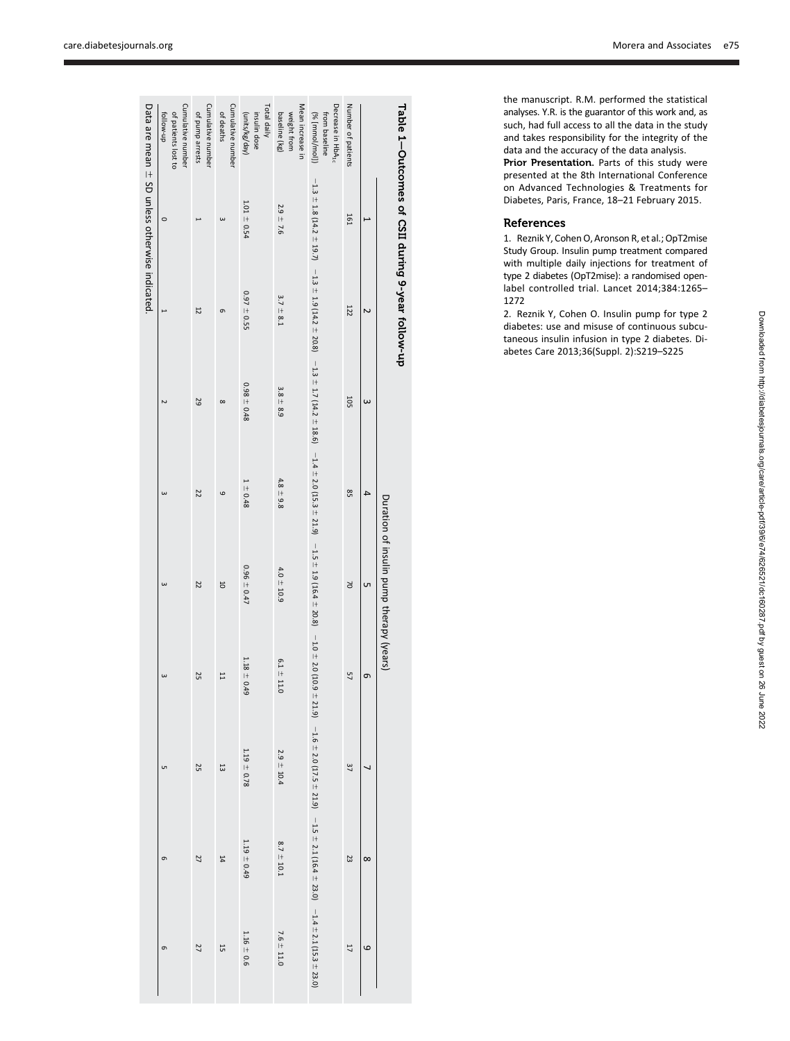**Table 1—Outcomes of CSII during 9-year follow-up**

| | Duration of insulin pump therapy (years) | | | | | | | | |
|---|---|---|---|---|---|---|---|---|---|
| | 1 | 2 | 3 | 4 | 5 | 6 | 7 | 8 | 9 |
| Number of patients | 161 | 122 | 105 | 85 | 70 | 57 | 37 | 23 | 17 |
| Decrease in $HbA_{1c}$ from baseline (% [mmol/mol]) | −1.3 ± 1.8 (14.2 ± 19.7) | −1.3 ± 1.9 (14.2 ± 20.8) | −1.3 ± 1.7 (14.2 ± 18.6) | −1.4 ± 2.0 (15.3 ± 21.9) | −1.5 ± 1.9 (16.4 ± 20.8) | −1.0 ± 2.0 (10.9 ± 21.9) | −1.6 ± 2.0 (17.5 ± 21.9) | −1.5 ± 2.1 (16.4 ± 23.0) | −1.4 ± 2.1 (15.3 ± 23.0) |
| Mean increase in weight from baseline (kg) | 2.9 ± 7.6 | 3.7 ± 8.1 | 3.8 ± 8.9 | 4.8 ± 9.8 | 4.0 ± 10.9 | 6.1 ± 11.0 | 2.9 ± 10.4 | 8.7 ± 10.1 | 7.6 ± 11.0 |
| Total daily insulin dose (units/kg/day) | 1.01 ± 0.54 | 0.97 ± 0.55 | 0.98 ± 0.48 | 1 ± 0.48 | 0.96 ± 0.47 | 1.18 ± 0.49 | 1.19 ± 0.78 | 1.19 ± 0.49 | 1.16 ± 0.6 |
| Cumulative number of deaths | 3 | 6 | 8 | 9 | 10 | 11 | 13 | 14 | 15 |
| Cumulative number of pump arrests | 1 | 12 | 29 | 22 | 22 | 25 | 25 | 27 | 27 |
| Cumulative number of patients lost to follow-up | 0 | 1 | 2 | 3 | 3 | 3 | 5 | 6 | 6 |

Data are mean ± SD unless otherwise indicated.

the manuscript. R.M. performed the statistical analyses. Y.R. is the guarantor of this work and, as such, had full access to all the data in the study and takes responsibility for the integrity of the data and the accuracy of the data analysis.

**Prior Presentation.** Parts of this study were presented at the 8th International Conference on Advanced Technologies & Treatments for Diabetes, Paris, France, 18–21 February 2015.

## References

1. Reznik Y, Cohen O, Aronson R, et al.; OpT2mise Study Group. Insulin pump treatment compared with multiple daily injections for treatment of type 2 diabetes (OpT2mise): a randomised open-label controlled trial. Lancet 2014;384:1265–1272
2. Reznik Y, Cohen O. Insulin pump for type 2 diabetes: use and misuse of continuous subcutaneous insulin infusion in type 2 diabetes. Diabetes Care 2013;36(Suppl. 2):S219–S225